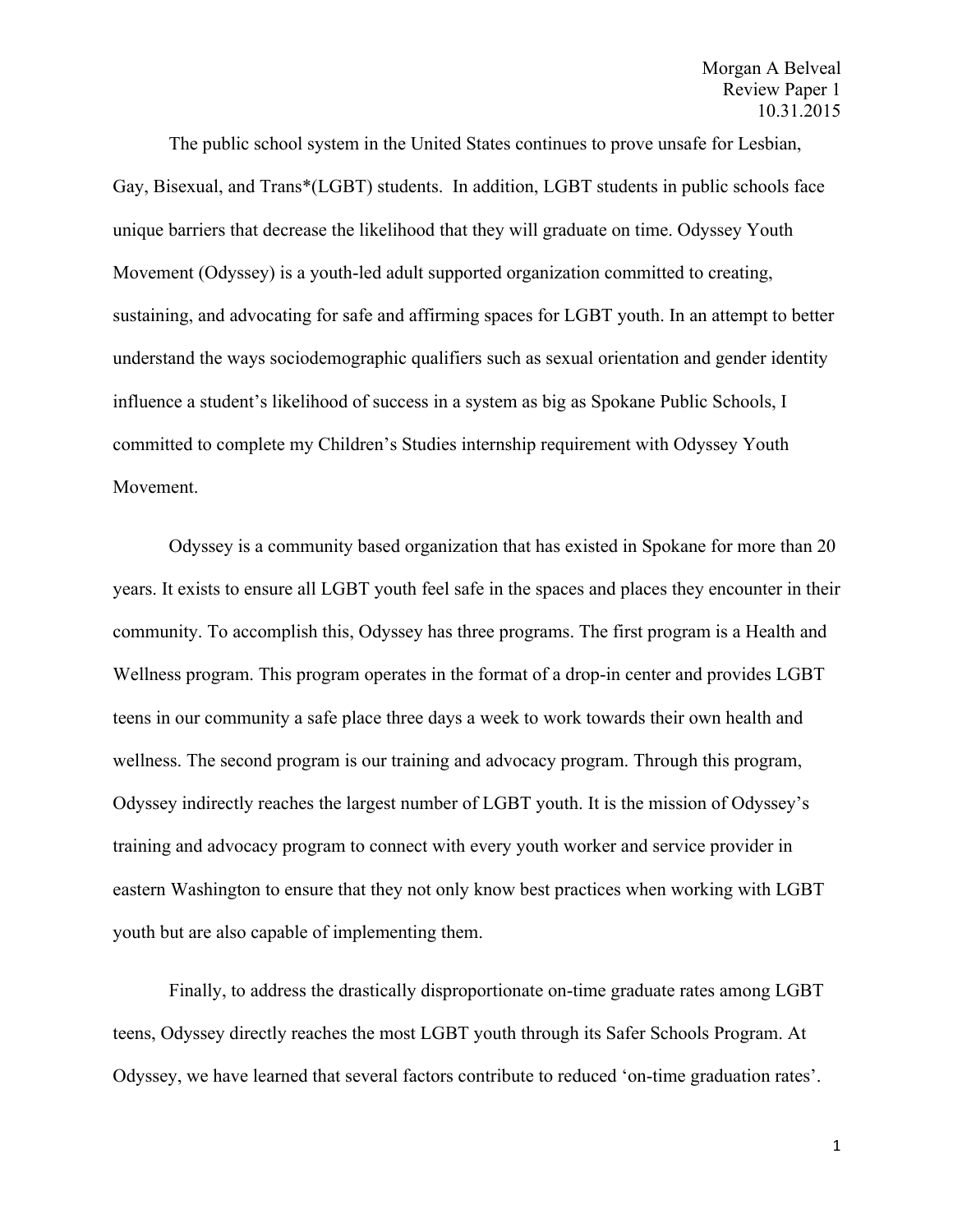Morgan A Belveal
Review Paper 1
10.31.2015

The public school system in the United States continues to prove unsafe for Lesbian, Gay, Bisexual, and Trans*(LGBT) students. In addition, LGBT students in public schools face unique barriers that decrease the likelihood that they will graduate on time. Odyssey Youth Movement (Odyssey) is a youth-led adult supported organization committed to creating, sustaining, and advocating for safe and affirming spaces for LGBT youth. In an attempt to better understand the ways sociodemographic qualifiers such as sexual orientation and gender identity influence a student's likelihood of success in a system as big as Spokane Public Schools, I committed to complete my Children's Studies internship requirement with Odyssey Youth Movement.

Odyssey is a community based organization that has existed in Spokane for more than 20 years. It exists to ensure all LGBT youth feel safe in the spaces and places they encounter in their community. To accomplish this, Odyssey has three programs. The first program is a Health and Wellness program. This program operates in the format of a drop-in center and provides LGBT teens in our community a safe place three days a week to work towards their own health and wellness. The second program is our training and advocacy program. Through this program, Odyssey indirectly reaches the largest number of LGBT youth. It is the mission of Odyssey's training and advocacy program to connect with every youth worker and service provider in eastern Washington to ensure that they not only know best practices when working with LGBT youth but are also capable of implementing them.

Finally, to address the drastically disproportionate on-time graduate rates among LGBT teens, Odyssey directly reaches the most LGBT youth through its Safer Schools Program. At Odyssey, we have learned that several factors contribute to reduced 'on-time graduation rates'.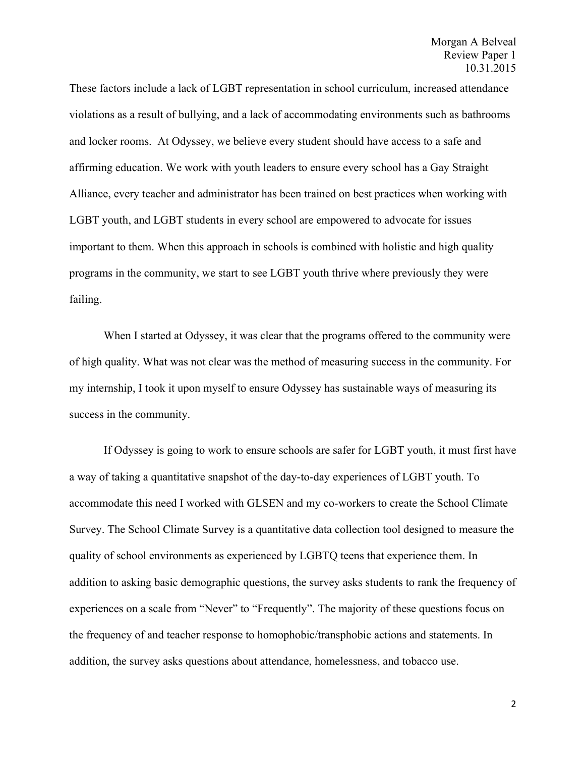These factors include a lack of LGBT representation in school curriculum, increased attendance violations as a result of bullying, and a lack of accommodating environments such as bathrooms and locker rooms. At Odyssey, we believe every student should have access to a safe and affirming education. We work with youth leaders to ensure every school has a Gay Straight Alliance, every teacher and administrator has been trained on best practices when working with LGBT youth, and LGBT students in every school are empowered to advocate for issues important to them. When this approach in schools is combined with holistic and high quality programs in the community, we start to see LGBT youth thrive where previously they were failing.

When I started at Odyssey, it was clear that the programs offered to the community were of high quality. What was not clear was the method of measuring success in the community. For my internship, I took it upon myself to ensure Odyssey has sustainable ways of measuring its success in the community.

If Odyssey is going to work to ensure schools are safer for LGBT youth, it must first have a way of taking a quantitative snapshot of the day-to-day experiences of LGBT youth. To accommodate this need I worked with GLSEN and my co-workers to create the School Climate Survey. The School Climate Survey is a quantitative data collection tool designed to measure the quality of school environments as experienced by LGBTQ teens that experience them. In addition to asking basic demographic questions, the survey asks students to rank the frequency of experiences on a scale from "Never" to "Frequently". The majority of these questions focus on the frequency of and teacher response to homophobic/transphobic actions and statements. In addition, the survey asks questions about attendance, homelessness, and tobacco use.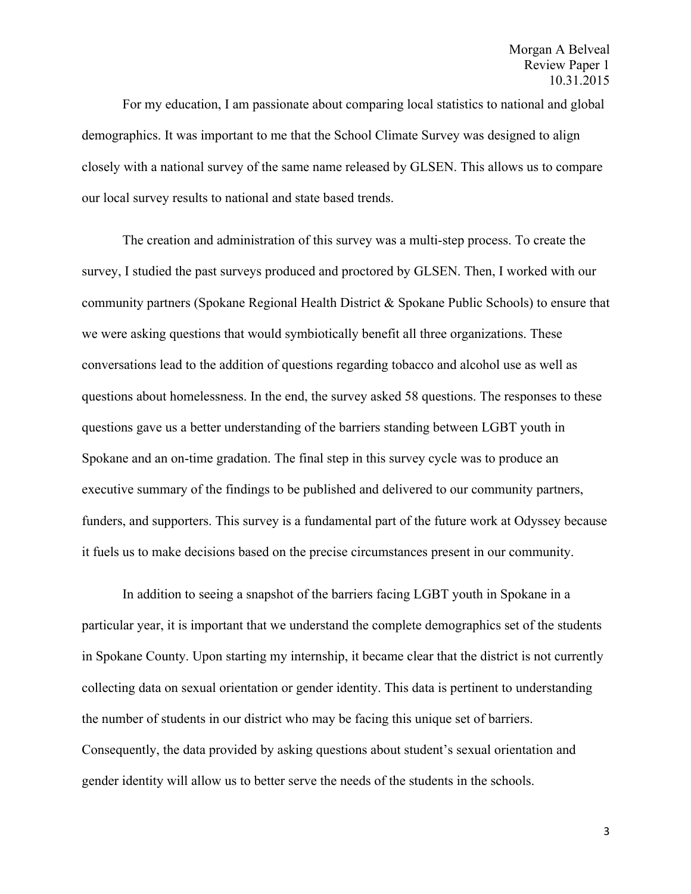For my education, I am passionate about comparing local statistics to national and global demographics. It was important to me that the School Climate Survey was designed to align closely with a national survey of the same name released by GLSEN. This allows us to compare our local survey results to national and state based trends.

The creation and administration of this survey was a multi-step process. To create the survey, I studied the past surveys produced and proctored by GLSEN. Then, I worked with our community partners (Spokane Regional Health District & Spokane Public Schools) to ensure that we were asking questions that would symbiotically benefit all three organizations. These conversations lead to the addition of questions regarding tobacco and alcohol use as well as questions about homelessness. In the end, the survey asked 58 questions. The responses to these questions gave us a better understanding of the barriers standing between LGBT youth in Spokane and an on-time gradation. The final step in this survey cycle was to produce an executive summary of the findings to be published and delivered to our community partners, funders, and supporters. This survey is a fundamental part of the future work at Odyssey because it fuels us to make decisions based on the precise circumstances present in our community.

In addition to seeing a snapshot of the barriers facing LGBT youth in Spokane in a particular year, it is important that we understand the complete demographics set of the students in Spokane County. Upon starting my internship, it became clear that the district is not currently collecting data on sexual orientation or gender identity. This data is pertinent to understanding the number of students in our district who may be facing this unique set of barriers. Consequently, the data provided by asking questions about student's sexual orientation and gender identity will allow us to better serve the needs of the students in the schools.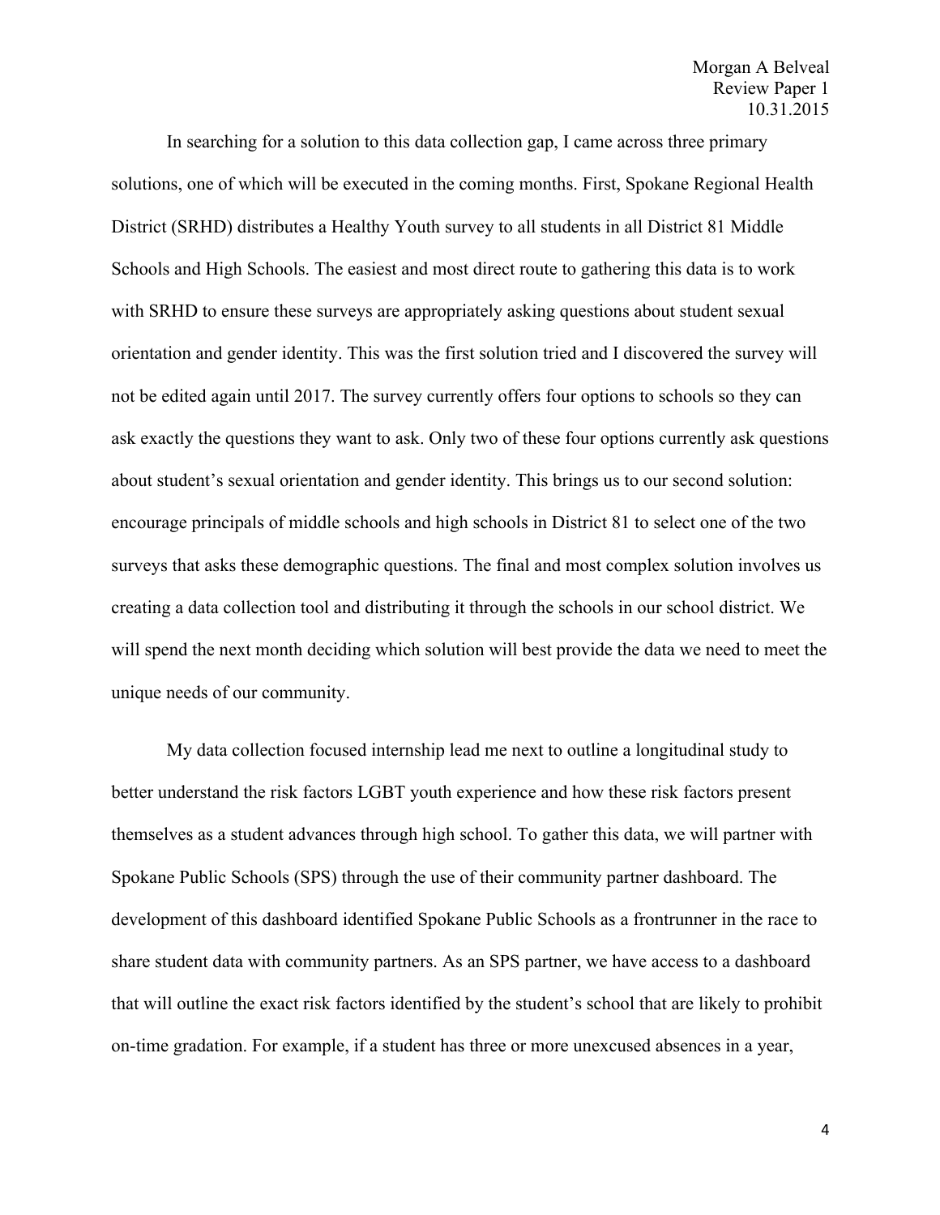In searching for a solution to this data collection gap, I came across three primary solutions, one of which will be executed in the coming months. First, Spokane Regional Health District (SRHD) distributes a Healthy Youth survey to all students in all District 81 Middle Schools and High Schools. The easiest and most direct route to gathering this data is to work with SRHD to ensure these surveys are appropriately asking questions about student sexual orientation and gender identity. This was the first solution tried and I discovered the survey will not be edited again until 2017. The survey currently offers four options to schools so they can ask exactly the questions they want to ask. Only two of these four options currently ask questions about student's sexual orientation and gender identity. This brings us to our second solution: encourage principals of middle schools and high schools in District 81 to select one of the two surveys that asks these demographic questions. The final and most complex solution involves us creating a data collection tool and distributing it through the schools in our school district. We will spend the next month deciding which solution will best provide the data we need to meet the unique needs of our community.

My data collection focused internship lead me next to outline a longitudinal study to better understand the risk factors LGBT youth experience and how these risk factors present themselves as a student advances through high school. To gather this data, we will partner with Spokane Public Schools (SPS) through the use of their community partner dashboard. The development of this dashboard identified Spokane Public Schools as a frontrunner in the race to share student data with community partners. As an SPS partner, we have access to a dashboard that will outline the exact risk factors identified by the student's school that are likely to prohibit on-time gradation. For example, if a student has three or more unexcused absences in a year,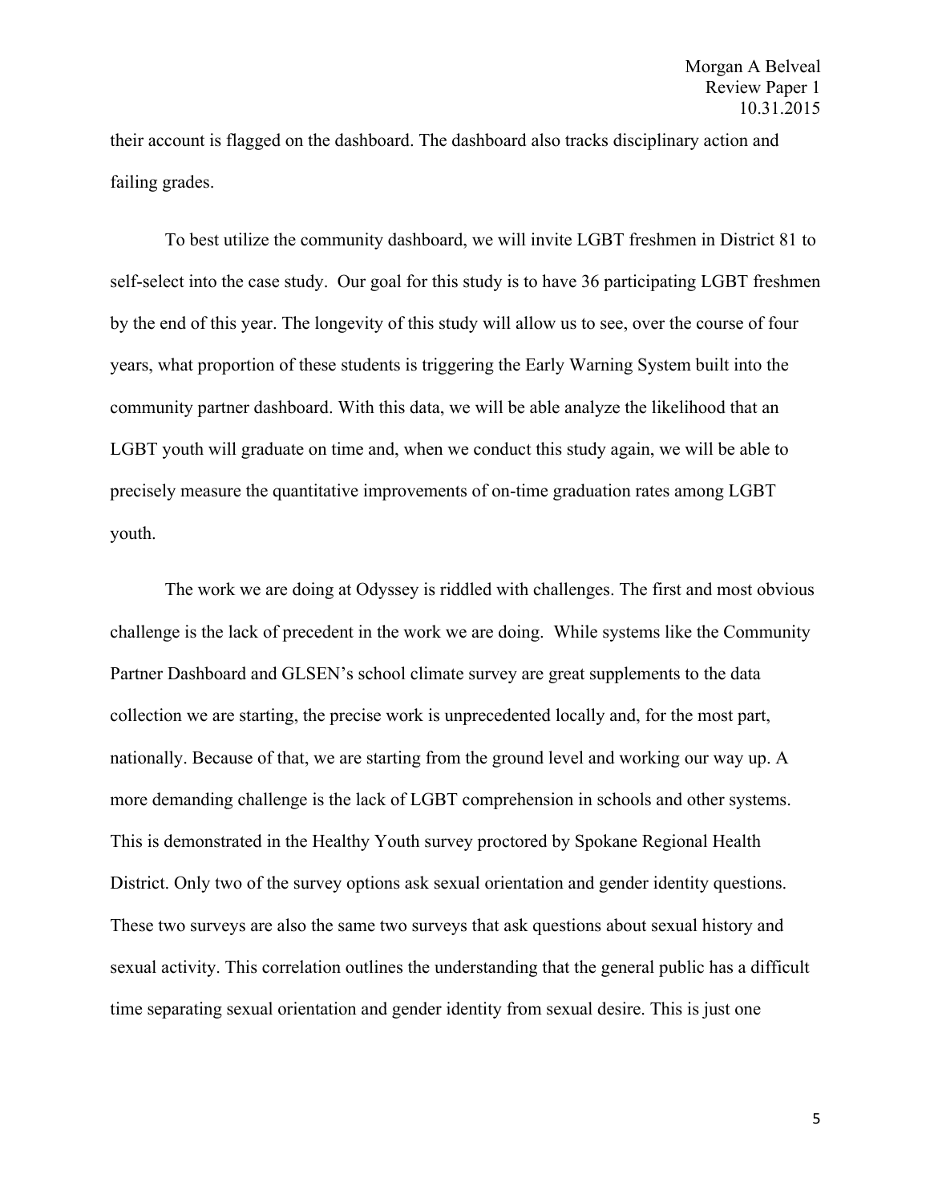their account is flagged on the dashboard. The dashboard also tracks disciplinary action and failing grades.

To best utilize the community dashboard, we will invite LGBT freshmen in District 81 to self-select into the case study. Our goal for this study is to have 36 participating LGBT freshmen by the end of this year. The longevity of this study will allow us to see, over the course of four years, what proportion of these students is triggering the Early Warning System built into the community partner dashboard. With this data, we will be able analyze the likelihood that an LGBT youth will graduate on time and, when we conduct this study again, we will be able to precisely measure the quantitative improvements of on-time graduation rates among LGBT youth.

The work we are doing at Odyssey is riddled with challenges. The first and most obvious challenge is the lack of precedent in the work we are doing. While systems like the Community Partner Dashboard and GLSEN's school climate survey are great supplements to the data collection we are starting, the precise work is unprecedented locally and, for the most part, nationally. Because of that, we are starting from the ground level and working our way up. A more demanding challenge is the lack of LGBT comprehension in schools and other systems. This is demonstrated in the Healthy Youth survey proctored by Spokane Regional Health District. Only two of the survey options ask sexual orientation and gender identity questions. These two surveys are also the same two surveys that ask questions about sexual history and sexual activity. This correlation outlines the understanding that the general public has a difficult time separating sexual orientation and gender identity from sexual desire. This is just one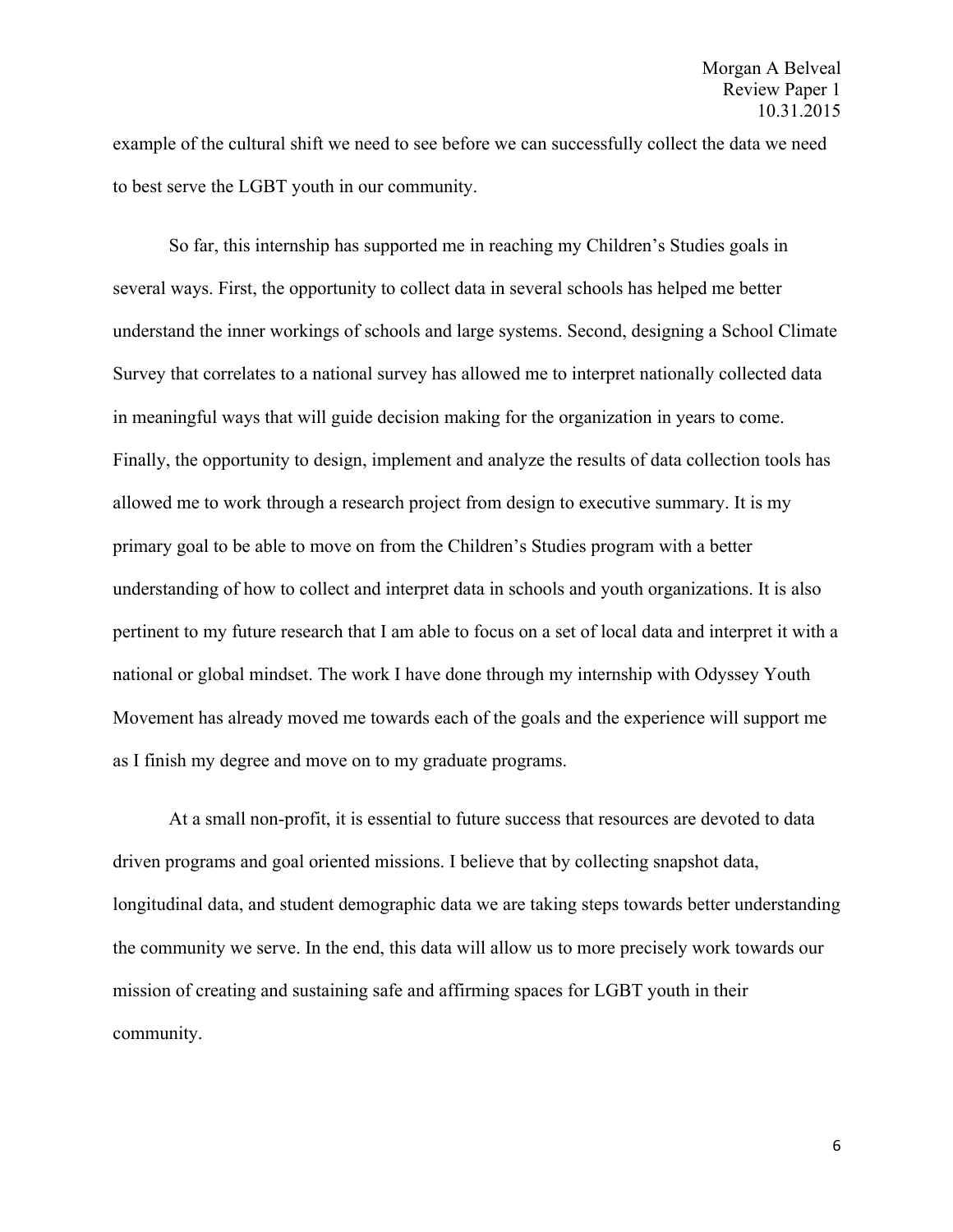example of the cultural shift we need to see before we can successfully collect the data we need to best serve the LGBT youth in our community.

So far, this internship has supported me in reaching my Children's Studies goals in several ways. First, the opportunity to collect data in several schools has helped me better understand the inner workings of schools and large systems. Second, designing a School Climate Survey that correlates to a national survey has allowed me to interpret nationally collected data in meaningful ways that will guide decision making for the organization in years to come. Finally, the opportunity to design, implement and analyze the results of data collection tools has allowed me to work through a research project from design to executive summary. It is my primary goal to be able to move on from the Children's Studies program with a better understanding of how to collect and interpret data in schools and youth organizations. It is also pertinent to my future research that I am able to focus on a set of local data and interpret it with a national or global mindset. The work I have done through my internship with Odyssey Youth Movement has already moved me towards each of the goals and the experience will support me as I finish my degree and move on to my graduate programs.

At a small non-profit, it is essential to future success that resources are devoted to data driven programs and goal oriented missions. I believe that by collecting snapshot data, longitudinal data, and student demographic data we are taking steps towards better understanding the community we serve. In the end, this data will allow us to more precisely work towards our mission of creating and sustaining safe and affirming spaces for LGBT youth in their community.